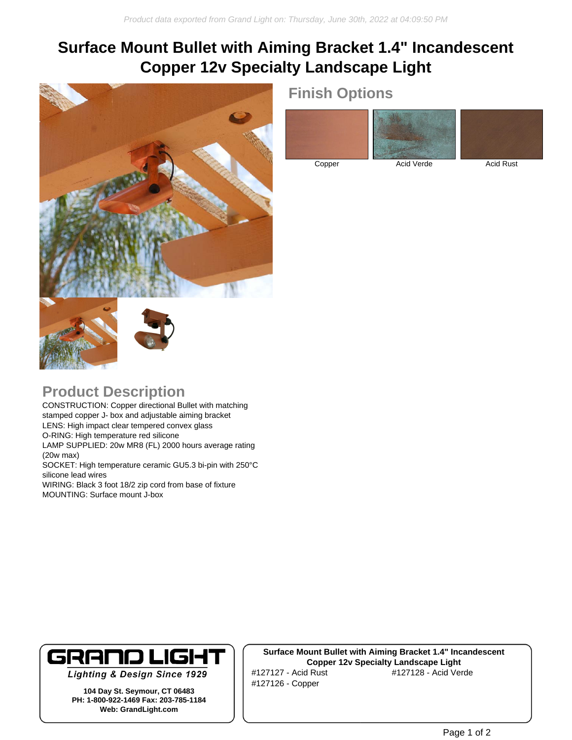# Surface Mount Bullet with Aiming Bracket 1.4" Incandescent Copper 12v Specialty Landscape Light

## Finish Options

Copper

Acid Verde

Acid Rust

## Product Description

CONSTRUCTION: Copper directional Bullet with matching stamped copper J- box and adjustable aiming bracket
LENS: High impact clear tempered convex glass
O-RING: High temperature red silicone
LAMP SUPPLIED: 20w MR8 (FL) 2000 hours average rating (20w max)
SOCKET: High temperature ceramic GU5.3 bi-pin with 250°C silicone lead wires
WIRING: Black 3 foot 18/2 zip cord from base of fixture
MOUNTING: Surface mount J-box

**GRAND LIGHT**
***Lighting & Design Since 1929***

**104 Day St. Seymour, CT 06483**
**PH: 1-800-922-1469 Fax: 203-785-1184**
**Web: GrandLight.com**

**Surface Mount Bullet with Aiming Bracket 1.4" Incandescent Copper 12v Specialty Landscape Light**

#127127 - Acid Rust
#127128 - Acid Verde
#127126 - Copper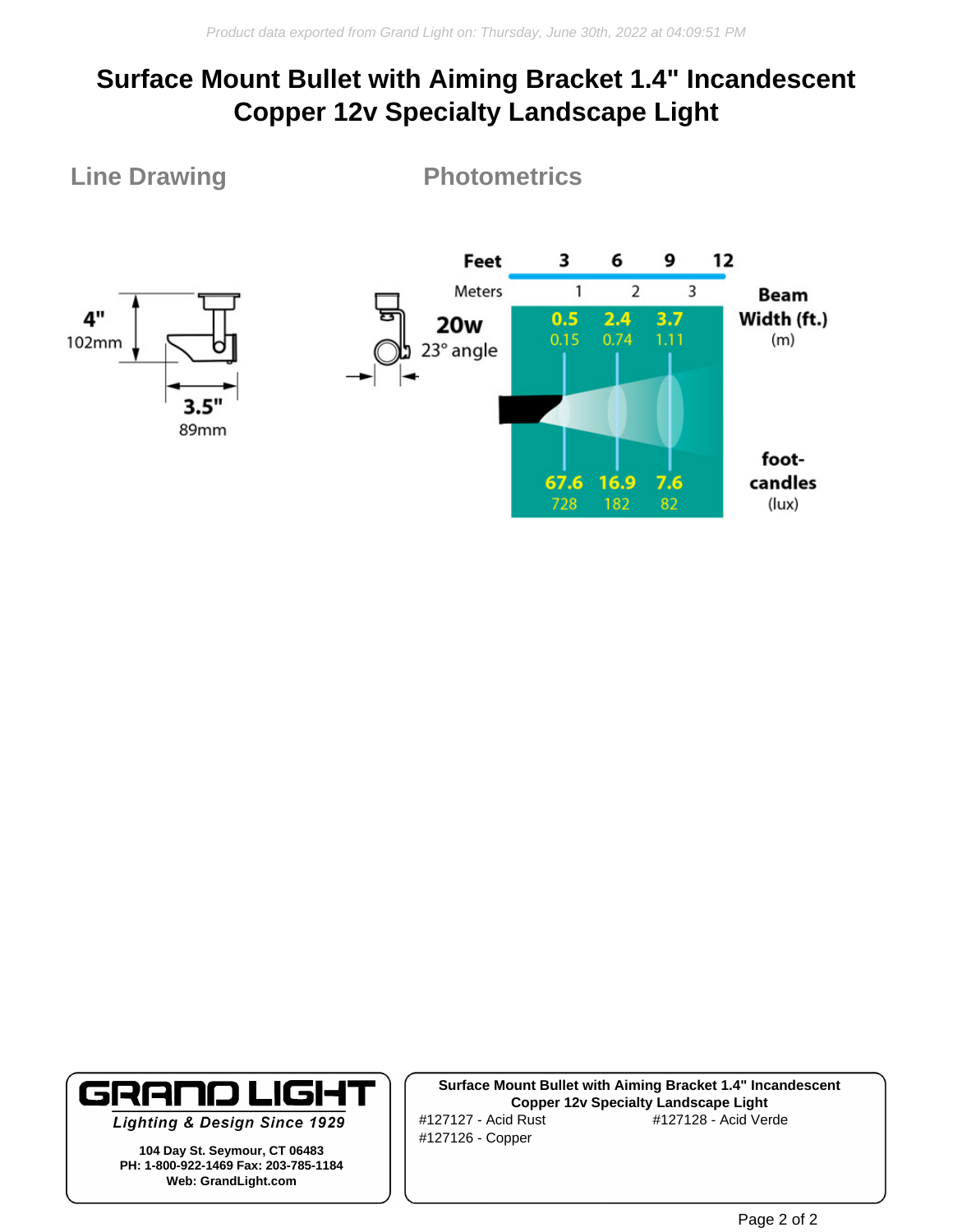Product data exported from Grand Light on: Thursday, June 30th, 2022 at 04:09:51 PM

# Surface Mount Bullet with Aiming Bracket 1.4" Incandescent Copper 12v Specialty Landscape Light

## Line Drawing

4"
102mm

3.5"
89mm

## Photometrics

Feet 3 6 9 12

Meters 1 2 3

20w
23° angle

Beam Width (ft.) (m)

0.5 2.4 3.7
0.15 0.74 1.11

foot-candles (lux)

67.6 16.9 7.6
728 182 82

**GRAND LIGHT**
*Lighting & Design Since 1929*

**104 Day St. Seymour, CT 06483**
**PH: 1-800-922-1469 Fax: 203-785-1184**
**Web: GrandLight.com**

**Surface Mount Bullet with Aiming Bracket 1.4" Incandescent Copper 12v Specialty Landscape Light**

#127127 - Acid Rust
#127128 - Acid Verde
#127126 - Copper